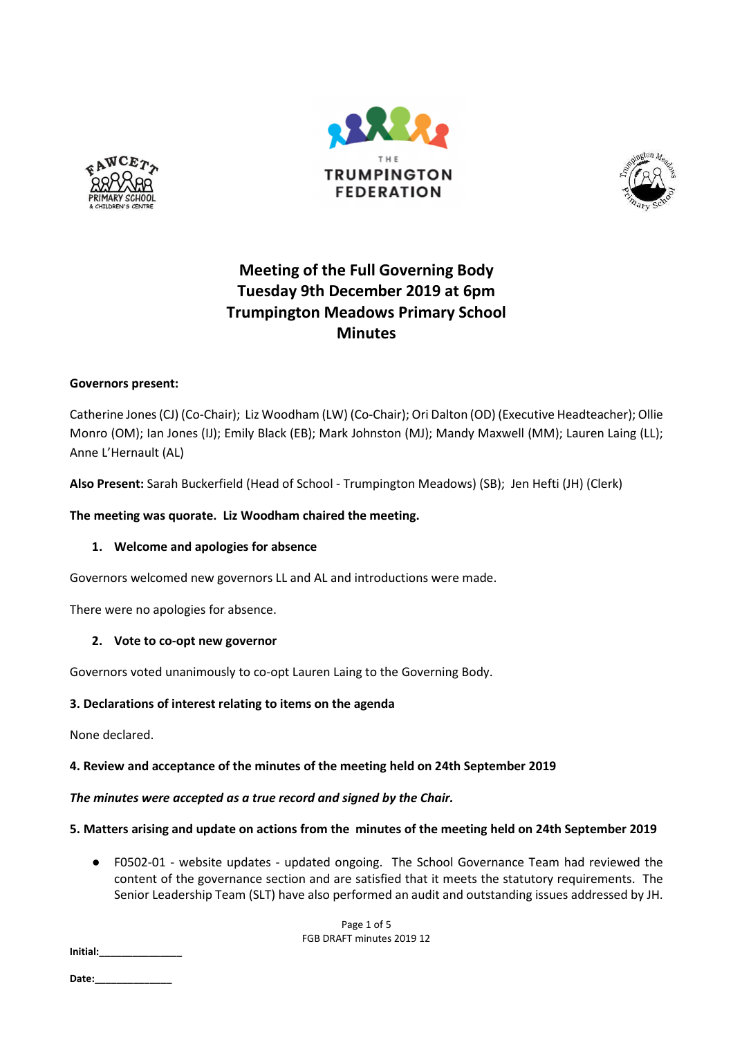# Meeting of the Full Governing Body
# Tuesday 9th December 2019 at 6pm
# Trumpington Meadows Primary School
# Minutes

**Governors present:**

Catherine Jones (CJ) (Co-Chair); Liz Woodham (LW) (Co-Chair); Ori Dalton (OD) (Executive Headteacher); Ollie Monro (OM); Ian Jones (IJ); Emily Black (EB); Mark Johnston (MJ); Mandy Maxwell (MM); Lauren Laing (LL); Anne L'Hernault (AL)

**Also Present:** Sarah Buckerfield (Head of School - Trumpington Meadows) (SB); Jen Hefti (JH) (Clerk)

**The meeting was quorate. Liz Woodham chaired the meeting.**

**1. Welcome and apologies for absence**

Governors welcomed new governors LL and AL and introductions were made.

There were no apologies for absence.

**2. Vote to co-opt new governor**

Governors voted unanimously to co-opt Lauren Laing to the Governing Body.

**3. Declarations of interest relating to items on the agenda**

None declared.

**4. Review and acceptance of the minutes of the meeting held on 24th September 2019**

***The minutes were accepted as a true record and signed by the Chair.***

**5. Matters arising and update on actions from the minutes of the meeting held on 24th September 2019**

- F0502-01 - website updates - updated ongoing. The School Governance Team had reviewed the content of the governance section and are satisfied that it meets the statutory requirements. The Senior Leadership Team (SLT) have also performed an audit and outstanding issues addressed by JH.

FGB DRAFT minutes 2019 12

**Initial:**_______________

**Date:**_______________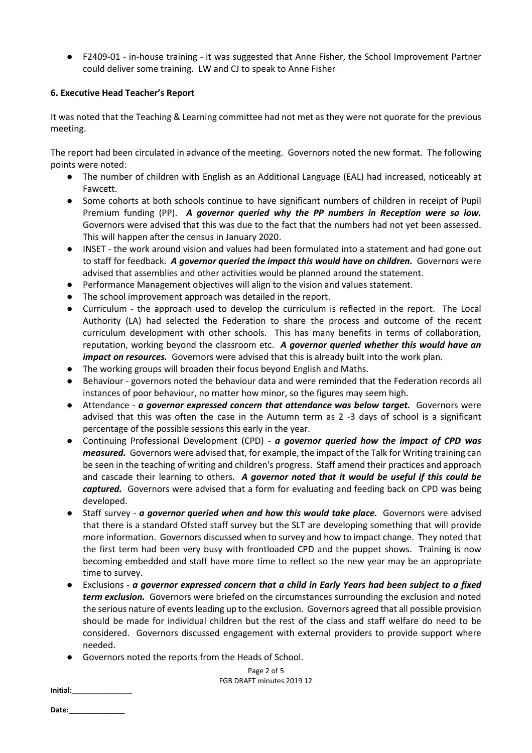- F2409-01 - in-house training - it was suggested that Anne Fisher, the School Improvement Partner could deliver some training. LW and CJ to speak to Anne Fisher

**6. Executive Head Teacher's Report**

It was noted that the Teaching & Learning committee had not met as they were not quorate for the previous meeting.

The report had been circulated in advance of the meeting. Governors noted the new format. The following points were noted:

- The number of children with English as an Additional Language (EAL) had increased, noticeably at Fawcett.
- Some cohorts at both schools continue to have significant numbers of children in receipt of Pupil Premium funding (PP). ***A governor queried why the PP numbers in Reception were so low.*** Governors were advised that this was due to the fact that the numbers had not yet been assessed. This will happen after the census in January 2020.
- INSET - the work around vision and values had been formulated into a statement and had gone out to staff for feedback. ***A governor queried the impact this would have on children.*** Governors were advised that assemblies and other activities would be planned around the statement.
- Performance Management objectives will align to the vision and values statement.
- The school improvement approach was detailed in the report.
- Curriculum - the approach used to develop the curriculum is reflected in the report. The Local Authority (LA) had selected the Federation to share the process and outcome of the recent curriculum development with other schools. This has many benefits in terms of collaboration, reputation, working beyond the classroom etc. ***A governor queried whether this would have an impact on resources.*** Governors were advised that this is already built into the work plan.
- The working groups will broaden their focus beyond English and Maths.
- Behaviour - governors noted the behaviour data and were reminded that the Federation records all instances of poor behaviour, no matter how minor, so the figures may seem high.
- Attendance - ***a governor expressed concern that attendance was below target.*** Governors were advised that this was often the case in the Autumn term as 2 -3 days of school is a significant percentage of the possible sessions this early in the year.
- Continuing Professional Development (CPD) - ***a governor queried how the impact of CPD was measured.*** Governors were advised that, for example, the impact of the Talk for Writing training can be seen in the teaching of writing and children's progress. Staff amend their practices and approach and cascade their learning to others. ***A governor noted that it would be useful if this could be captured.*** Governors were advised that a form for evaluating and feeding back on CPD was being developed.
- Staff survey - ***a governor queried when and how this would take place.*** Governors were advised that there is a standard Ofsted staff survey but the SLT are developing something that will provide more information. Governors discussed when to survey and how to impact change. They noted that the first term had been very busy with frontloaded CPD and the puppet shows. Training is now becoming embedded and staff have more time to reflect so the new year may be an appropriate time to survey.
- Exclusions - ***a governor expressed concern that a child in Early Years had been subject to a fixed term exclusion.*** Governors were briefed on the circumstances surrounding the exclusion and noted the serious nature of events leading up to the exclusion. Governors agreed that all possible provision should be made for individual children but the rest of the class and staff welfare do need to be considered. Governors discussed engagement with external providers to provide support where needed.
- Governors noted the reports from the Heads of School.

**Initial:**_______________

**Date:**_______________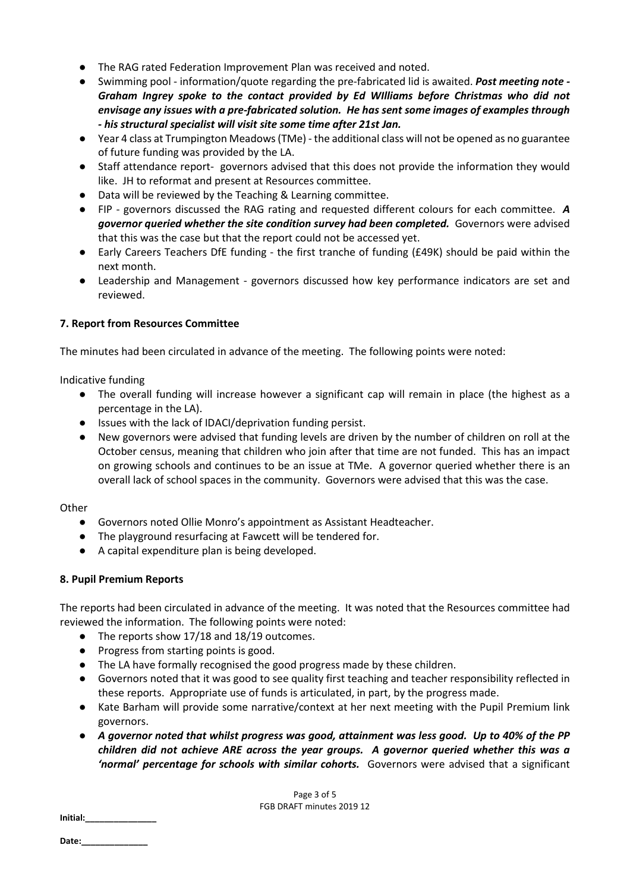- The RAG rated Federation Improvement Plan was received and noted.
- Swimming pool - information/quote regarding the pre-fabricated lid is awaited. ***Post meeting note - Graham Ingrey spoke to the contact provided by Ed WIlliams before Christmas who did not envisage any issues with a pre-fabricated solution. He has sent some images of examples through - his structural specialist will visit site some time after 21st Jan.***
- Year 4 class at Trumpington Meadows (TMe) - the additional class will not be opened as no guarantee of future funding was provided by the LA.
- Staff attendance report- governors advised that this does not provide the information they would like. JH to reformat and present at Resources committee.
- Data will be reviewed by the Teaching & Learning committee.
- FIP - governors discussed the RAG rating and requested different colours for each committee. ***A governor queried whether the site condition survey had been completed.*** Governors were advised that this was the case but that the report could not be accessed yet.
- Early Careers Teachers DfE funding - the first tranche of funding (£49K) should be paid within the next month.
- Leadership and Management - governors discussed how key performance indicators are set and reviewed.

**7. Report from Resources Committee**

The minutes had been circulated in advance of the meeting. The following points were noted:

Indicative funding

- The overall funding will increase however a significant cap will remain in place (the highest as a percentage in the LA).
- Issues with the lack of IDACI/deprivation funding persist.
- New governors were advised that funding levels are driven by the number of children on roll at the October census, meaning that children who join after that time are not funded. This has an impact on growing schools and continues to be an issue at TMe. A governor queried whether there is an overall lack of school spaces in the community. Governors were advised that this was the case.

Other

- Governors noted Ollie Monro's appointment as Assistant Headteacher.
- The playground resurfacing at Fawcett will be tendered for.
- A capital expenditure plan is being developed.

**8. Pupil Premium Reports**

The reports had been circulated in advance of the meeting. It was noted that the Resources committee had reviewed the information. The following points were noted:

- The reports show 17/18 and 18/19 outcomes.
- Progress from starting points is good.
- The LA have formally recognised the good progress made by these children.
- Governors noted that it was good to see quality first teaching and teacher responsibility reflected in these reports. Appropriate use of funds is articulated, in part, by the progress made.
- Kate Barham will provide some narrative/context at her next meeting with the Pupil Premium link governors.
- ***A governor noted that whilst progress was good, attainment was less good. Up to 40% of the PP children did not achieve ARE across the year groups. A governor queried whether this was a 'normal' percentage for schools with similar cohorts.*** Governors were advised that a significant

Initial:_______________

Date:______________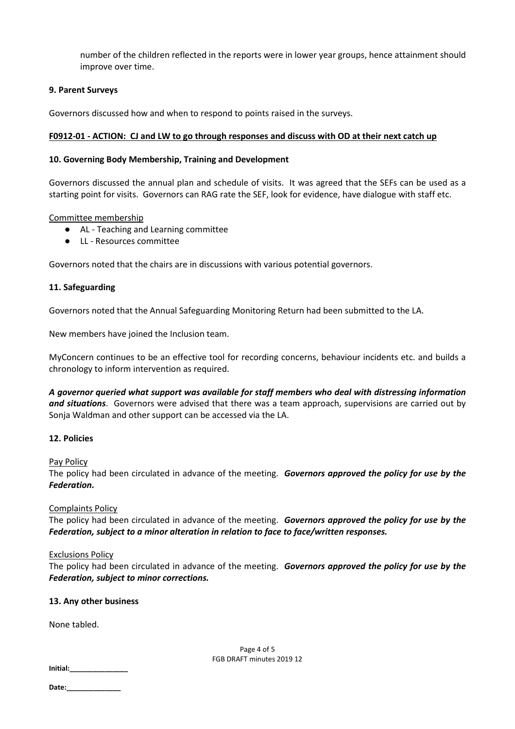number of the children reflected in the reports were in lower year groups, hence attainment should improve over time.

**9. Parent Surveys**

Governors discussed how and when to respond to points raised in the surveys.

**F0912-01 - ACTION: CJ and LW to go through responses and discuss with OD at their next catch up**

**10. Governing Body Membership, Training and Development**

Governors discussed the annual plan and schedule of visits. It was agreed that the SEFs can be used as a starting point for visits. Governors can RAG rate the SEF, look for evidence, have dialogue with staff etc.

Committee membership

- AL - Teaching and Learning committee
- LL - Resources committee

Governors noted that the chairs are in discussions with various potential governors.

**11. Safeguarding**

Governors noted that the Annual Safeguarding Monitoring Return had been submitted to the LA.

New members have joined the Inclusion team.

MyConcern continues to be an effective tool for recording concerns, behaviour incidents etc. and builds a chronology to inform intervention as required.

***A governor queried what support was available for staff members who deal with distressing information and situations***. Governors were advised that there was a team approach, supervisions are carried out by Sonja Waldman and other support can be accessed via the LA.

**12. Policies**

Pay Policy

The policy had been circulated in advance of the meeting. ***Governors approved the policy for use by the Federation.***

Complaints Policy

The policy had been circulated in advance of the meeting. ***Governors approved the policy for use by the Federation, subject to a minor alteration in relation to face to face/written responses.***

Exclusions Policy

The policy had been circulated in advance of the meeting. ***Governors approved the policy for use by the Federation, subject to minor corrections.***

**13. Any other business**

None tabled.

FGB DRAFT minutes 2019 12

**Initial:_______________**

**Date:______________**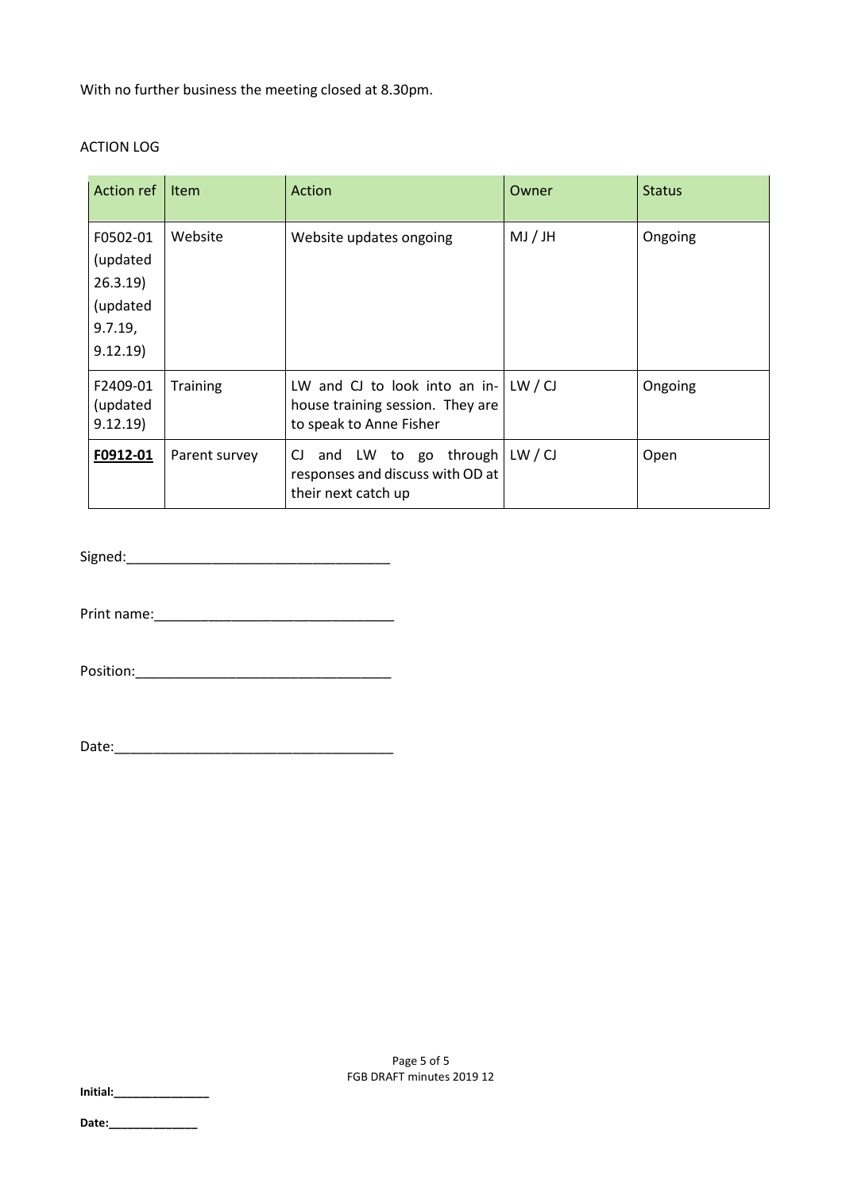With no further business the meeting closed at 8.30pm.

ACTION LOG

| Action ref | Item | Action | Owner | Status |
|---|---|---|---|---|
| F0502-01 (updated 26.3.19) (updated 9.7.19, 9.12.19) | Website | Website updates ongoing | MJ / JH | Ongoing |
| F2409-01 (updated 9.12.19) | Training | LW and CJ to look into an in-house training session. They are to speak to Anne Fisher | LW / CJ | Ongoing |
| **F0912-01** | Parent survey | CJ and LW to go through responses and discuss with OD at their next catch up | LW / CJ | Open |

Signed:_________________________________

Print name:______________________________

Position:________________________________

Date:___________________________________

**Initial:_______________**

**Date:______________**